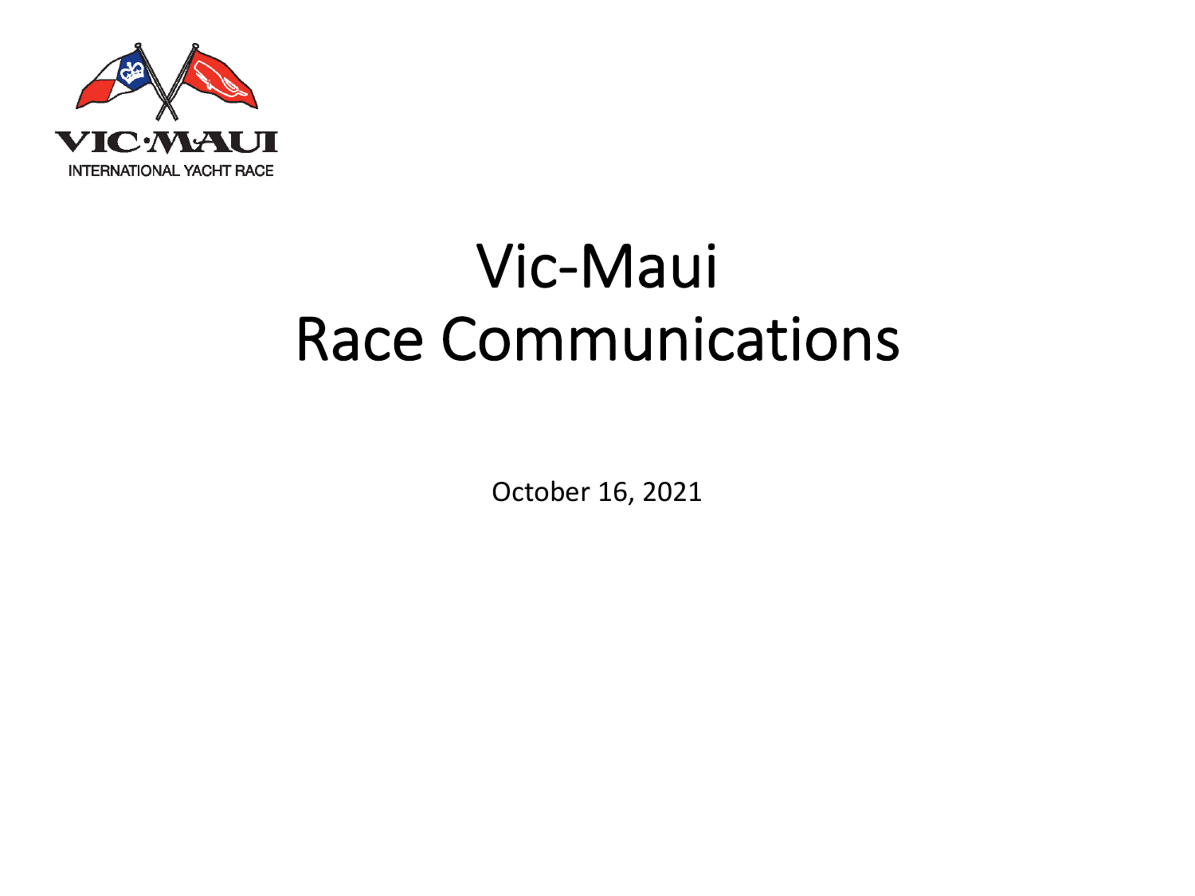VIC·MAUI

INTERNATIONAL YACHT RACE

# Vic-Maui
# Race Communications

October 16, 2021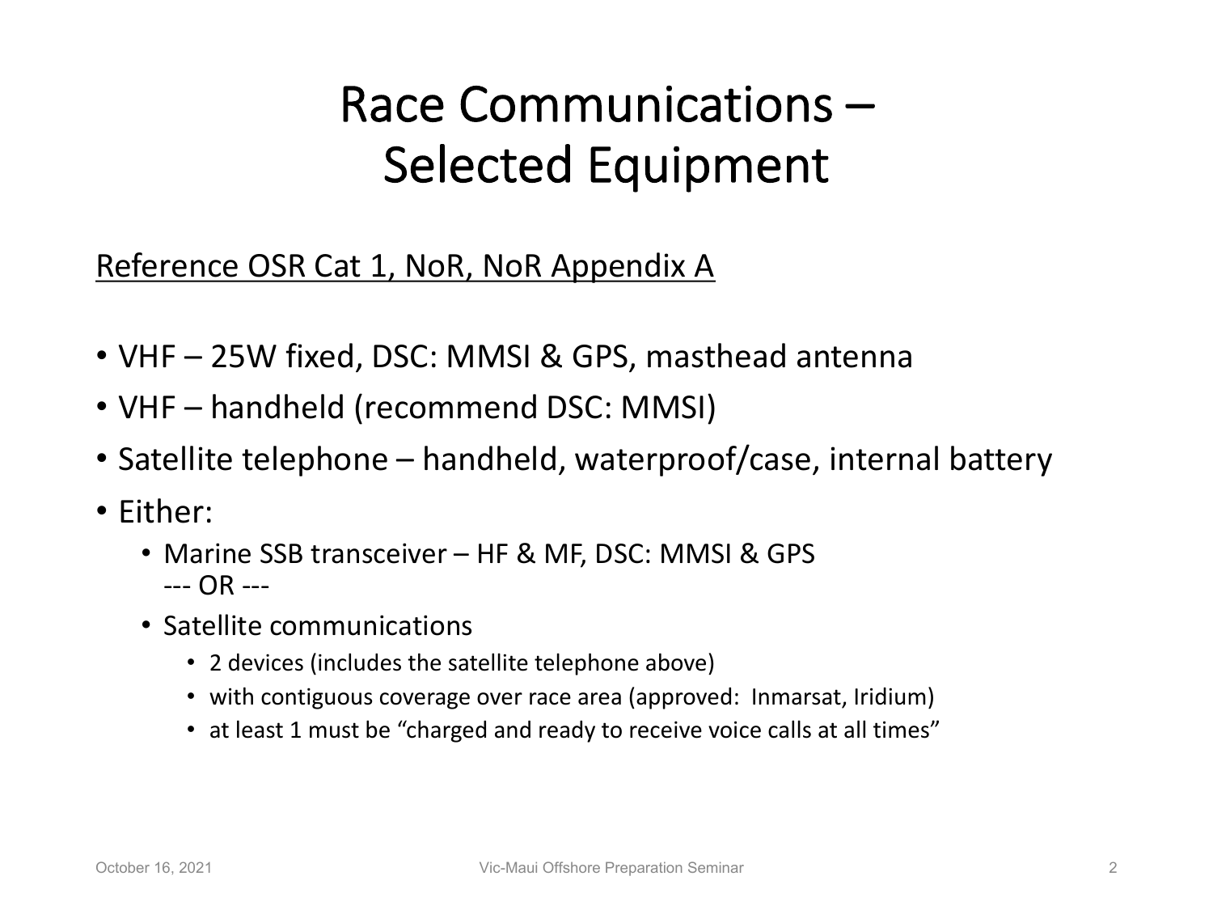# Race Communications – Selected Equipment

<u>Reference OSR Cat 1, NoR, NoR Appendix A</u>

- VHF – 25W fixed, DSC: MMSI & GPS, masthead antenna
- VHF – handheld (recommend DSC: MMSI)
- Satellite telephone – handheld, waterproof/case, internal battery
- Either:
  - Marine SSB transceiver – HF & MF, DSC: MMSI & GPS
    --- OR ---
  - Satellite communications
    - 2 devices (includes the satellite telephone above)
    - with contiguous coverage over race area (approved: Inmarsat, Iridium)
    - at least 1 must be "charged and ready to receive voice calls at all times"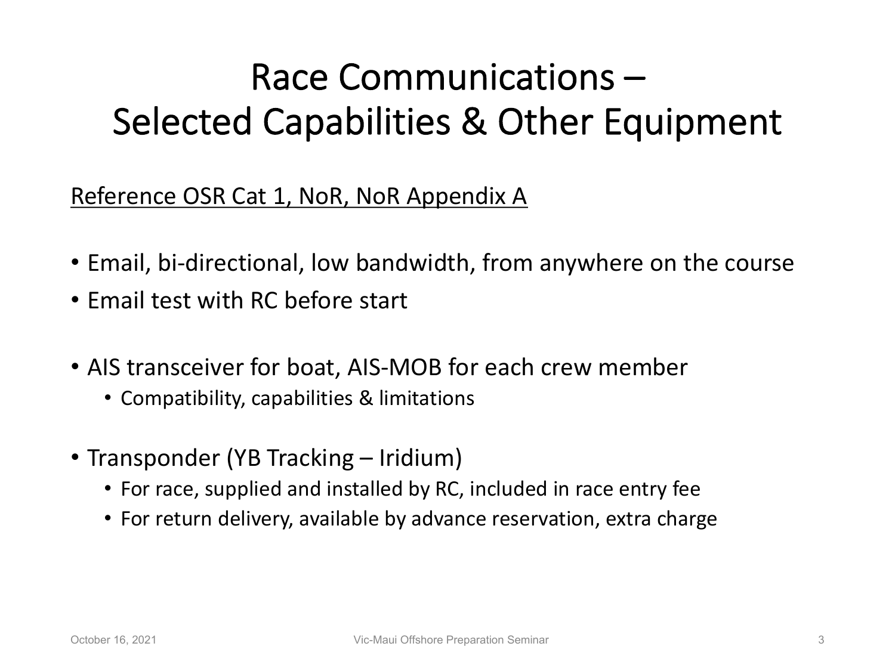# Race Communications – Selected Capabilities & Other Equipment

Reference OSR Cat 1, NoR, NoR Appendix A

- Email, bi-directional, low bandwidth, from anywhere on the course
- Email test with RC before start

- AIS transceiver for boat, AIS-MOB for each crew member
  - Compatibility, capabilities & limitations

- Transponder (YB Tracking – Iridium)
  - For race, supplied and installed by RC, included in race entry fee
  - For return delivery, available by advance reservation, extra charge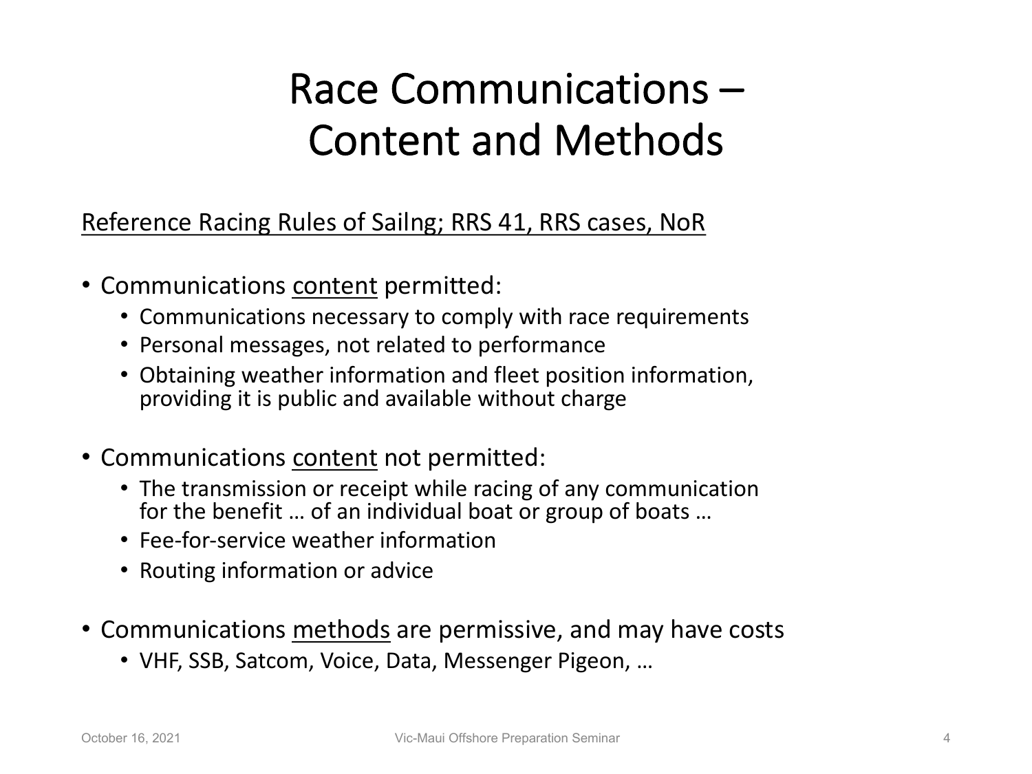# Race Communications – Content and Methods

<u>Reference Racing Rules of Sailng; RRS 41, RRS cases, NoR</u>

- Communications <u>content</u> permitted:
  - Communications necessary to comply with race requirements
  - Personal messages, not related to performance
  - Obtaining weather information and fleet position information, providing it is public and available without charge
- Communications <u>content</u> not permitted:
  - The transmission or receipt while racing of any communication for the benefit … of an individual boat or group of boats …
  - Fee-for-service weather information
  - Routing information or advice
- Communications <u>methods</u> are permissive, and may have costs
  - VHF, SSB, Satcom, Voice, Data, Messenger Pigeon, …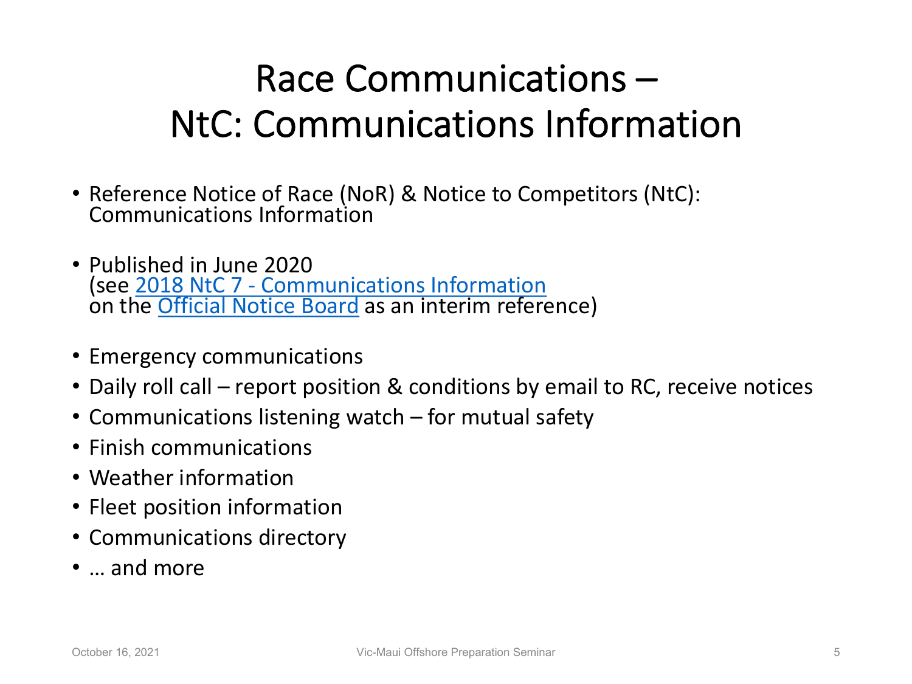# Race Communications – NtC: Communications Information

- Reference Notice of Race (NoR) & Notice to Competitors (NtC): Communications Information
- Published in June 2020 (see 2018 NtC 7 - Communications Information on the Official Notice Board as an interim reference)
- Emergency communications
- Daily roll call – report position & conditions by email to RC, receive notices
- Communications listening watch – for mutual safety
- Finish communications
- Weather information
- Fleet position information
- Communications directory
- … and more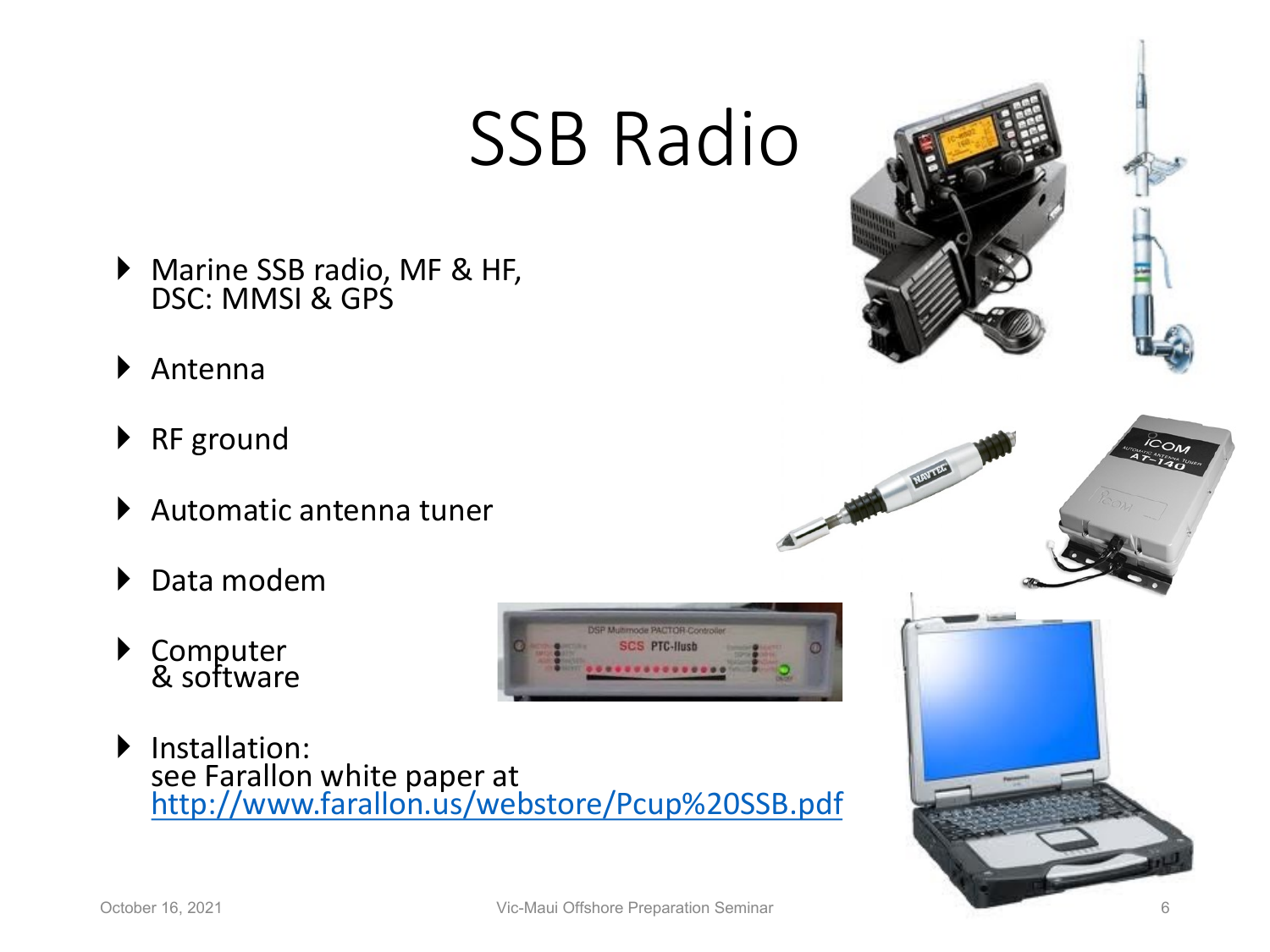# SSB Radio

- Marine SSB radio, MF & HF,
  DSC: MMSI & GPS
- Antenna
- RF ground
- Automatic antenna tuner
- Data modem
- Computer
  & software
- Installation:
  see Farallon white paper at
  http://www.farallon.us/webstore/Pcup%20SSB.pdf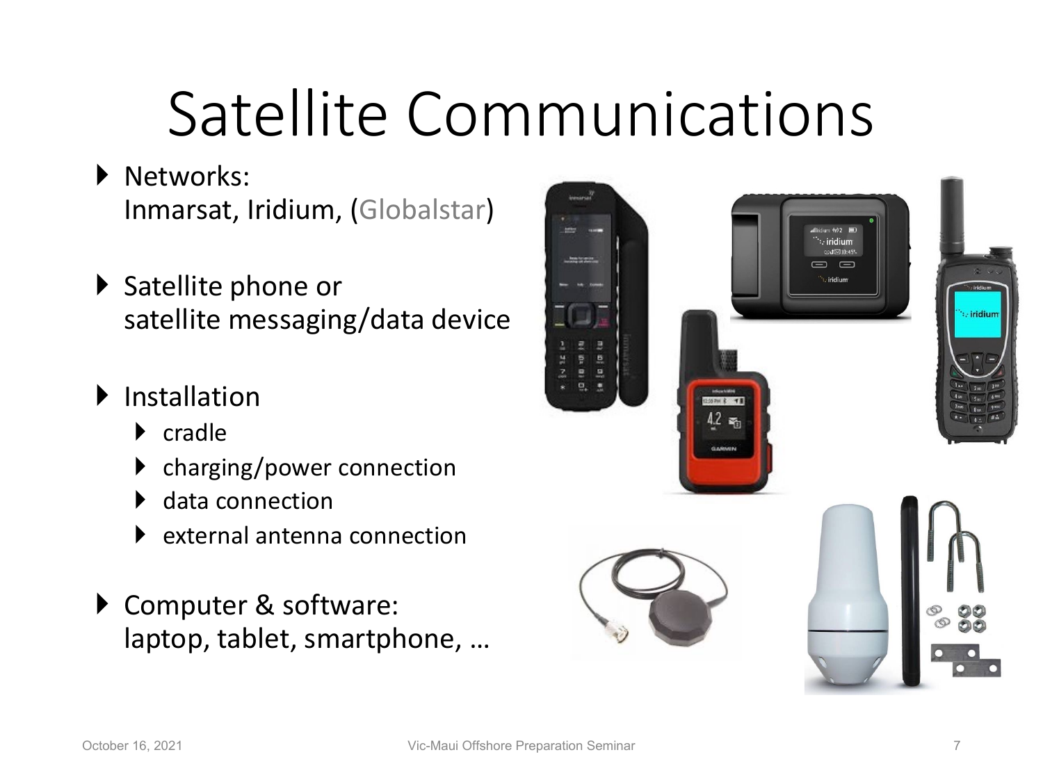# Satellite Communications

- Networks:
  Inmarsat, Iridium, (Globalstar)
- Satellite phone or
  satellite messaging/data device
- Installation
  - cradle
  - charging/power connection
  - data connection
  - external antenna connection
- Computer & software:
  laptop, tablet, smartphone, …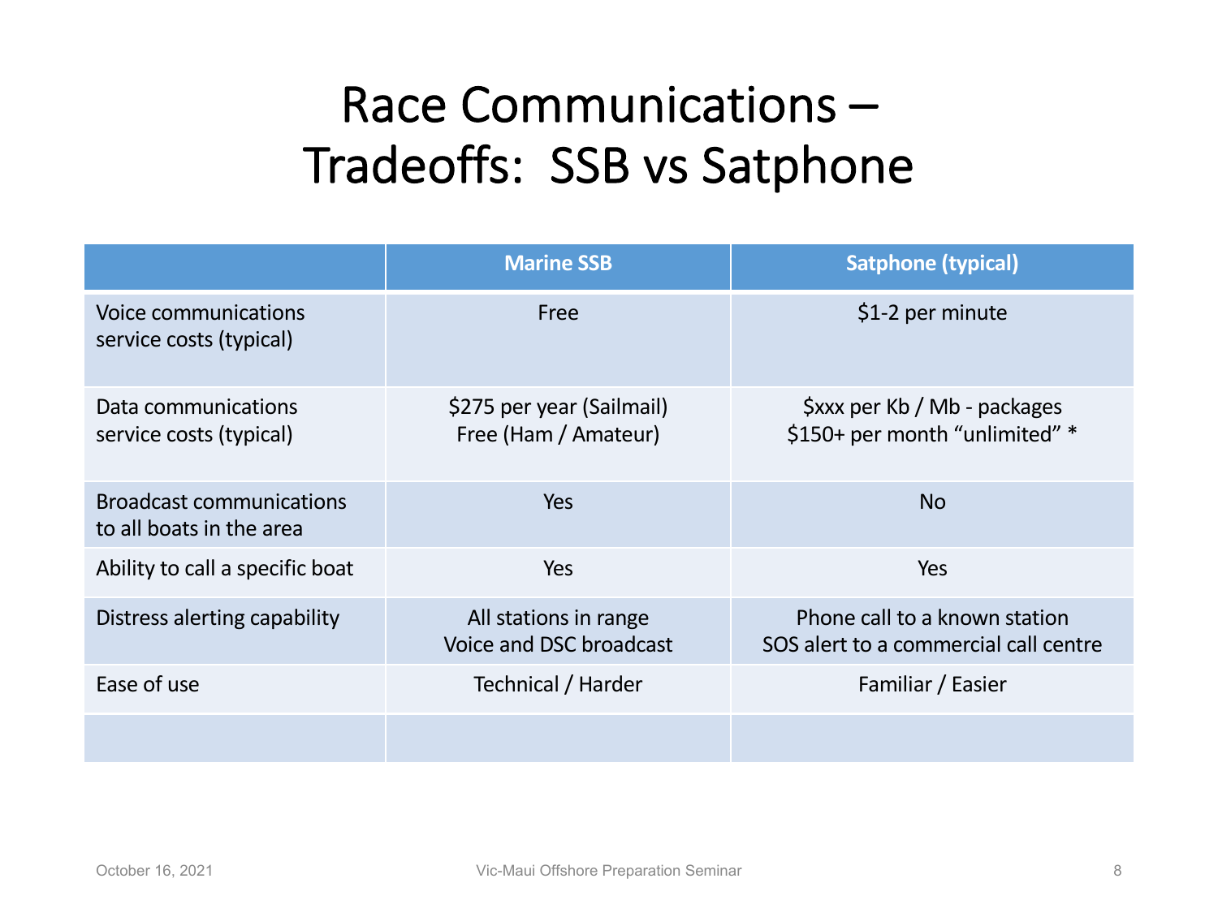# Race Communications – Tradeoffs: SSB vs Satphone

| | Marine SSB | Satphone (typical) |
|---|---|---|
| Voice communications service costs (typical) | Free | $1-2 per minute |
| Data communications service costs (typical) | $275 per year (Sailmail)<br>Free (Ham / Amateur) | $xxx per Kb / Mb - packages<br>$150+ per month “unlimited” * |
| Broadcast communications to all boats in the area | Yes | No |
| Ability to call a specific boat | Yes | Yes |
| Distress alerting capability | All stations in range<br>Voice and DSC broadcast | Phone call to a known station<br>SOS alert to a commercial call centre |
| Ease of use | Technical / Harder | Familiar / Easier |
| | | |